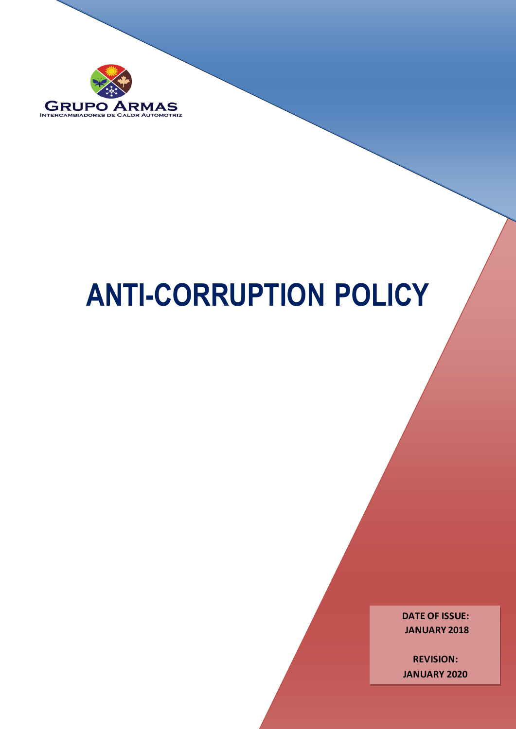GRUPO ARMAS
INTERCAMBIADORES DE CALOR AUTOMOTRIZ

# ANTI-CORRUPTION POLICY

**DATE OF ISSUE:**
**JANUARY 2018**

**REVISION:**
**JANUARY 2020**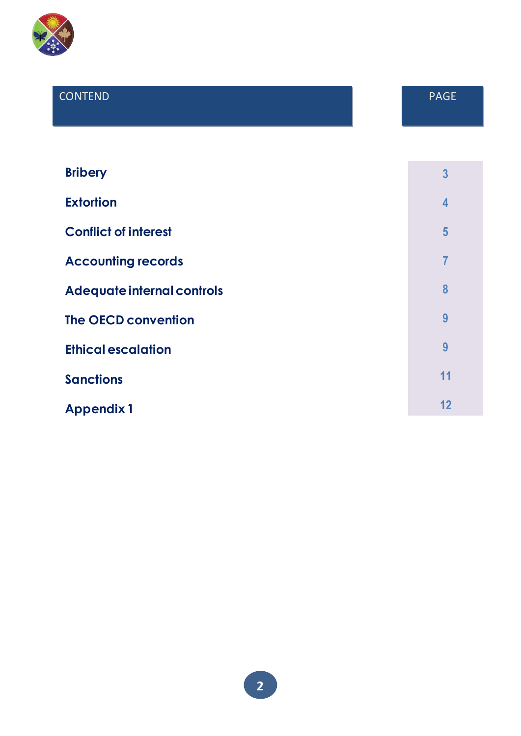| CONTEND | PAGE |
|---|---|
| **Bribery** | 3 |
| **Extortion** | 4 |
| **Conflict of interest** | 5 |
| **Accounting records** | 7 |
| **Adequate internal controls** | 8 |
| **The OECD convention** | 9 |
| **Ethical escalation** | 9 |
| **Sanctions** | 11 |
| **Appendix 1** | 12 |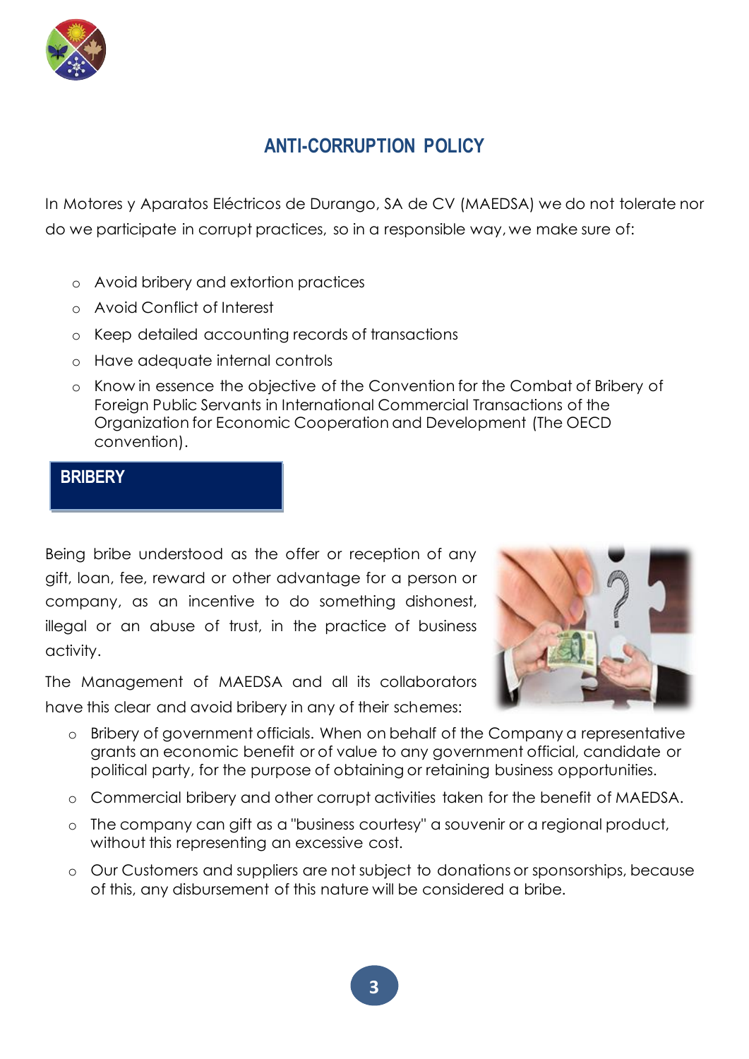# ANTI-CORRUPTION POLICY

In Motores y Aparatos Eléctricos de Durango, SA de CV (MAEDSA) we do not tolerate nor do we participate in corrupt practices, so in a responsible way, we make sure of:

- Avoid bribery and extortion practices
- Avoid Conflict of Interest
- Keep detailed accounting records of transactions
- Have adequate internal controls
- Know in essence the objective of the Convention for the Combat of Bribery of Foreign Public Servants in International Commercial Transactions of the Organization for Economic Cooperation and Development (The OECD convention).

## BRIBERY

Being bribe understood as the offer or reception of any gift, loan, fee, reward or other advantage for a person or company, as an incentive to do something dishonest, illegal or an abuse of trust, in the practice of business activity.

The Management of MAEDSA and all its collaborators have this clear and avoid bribery in any of their schemes:

- Bribery of government officials. When on behalf of the Company a representative grants an economic benefit or of value to any government official, candidate or political party, for the purpose of obtaining or retaining business opportunities.
- Commercial bribery and other corrupt activities taken for the benefit of MAEDSA.
- The company can gift as a "business courtesy" a souvenir or a regional product, without this representing an excessive cost.
- Our Customers and suppliers are not subject to donations or sponsorships, because of this, any disbursement of this nature will be considered a bribe.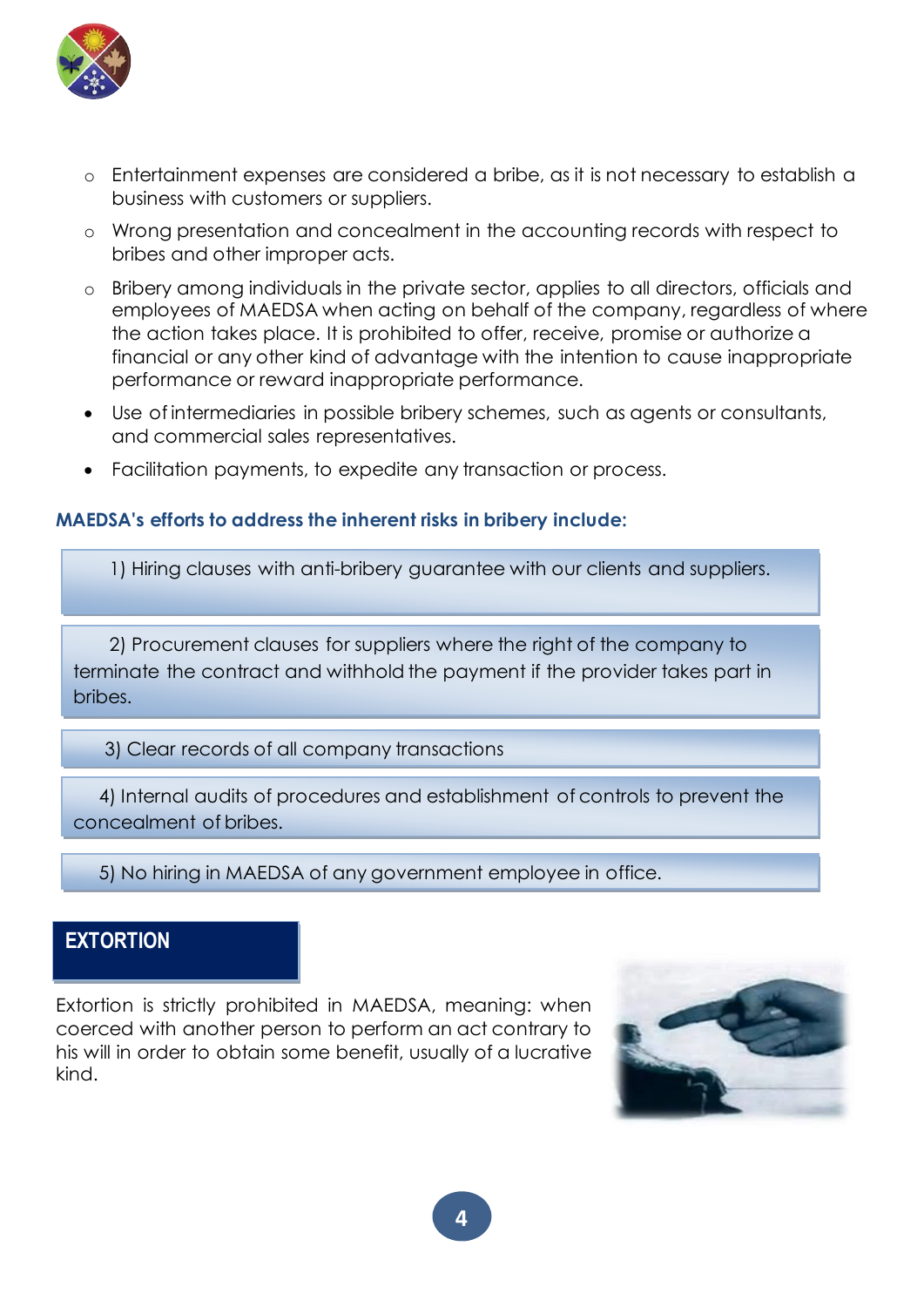- Entertainment expenses are considered a bribe, as it is not necessary to establish a business with customers or suppliers.
- Wrong presentation and concealment in the accounting records with respect to bribes and other improper acts.
- Bribery among individuals in the private sector, applies to all directors, officials and employees of MAEDSA when acting on behalf of the company, regardless of where the action takes place. It is prohibited to offer, receive, promise or authorize a financial or any other kind of advantage with the intention to cause inappropriate performance or reward inappropriate performance.

- Use of intermediaries in possible bribery schemes, such as agents or consultants, and commercial sales representatives.
- Facilitation payments, to expedite any transaction or process.

**MAEDSA's efforts to address the inherent risks in bribery include:**

1) Hiring clauses with anti-bribery guarantee with our clients and suppliers.

2) Procurement clauses for suppliers where the right of the company to terminate the contract and withhold the payment if the provider takes part in bribes.

3) Clear records of all company transactions

4) Internal audits of procedures and establishment of controls to prevent the concealment of bribes.

5) No hiring in MAEDSA of any government employee in office.

## EXTORTION

Extortion is strictly prohibited in MAEDSA, meaning: when coerced with another person to perform an act contrary to his will in order to obtain some benefit, usually of a lucrative kind.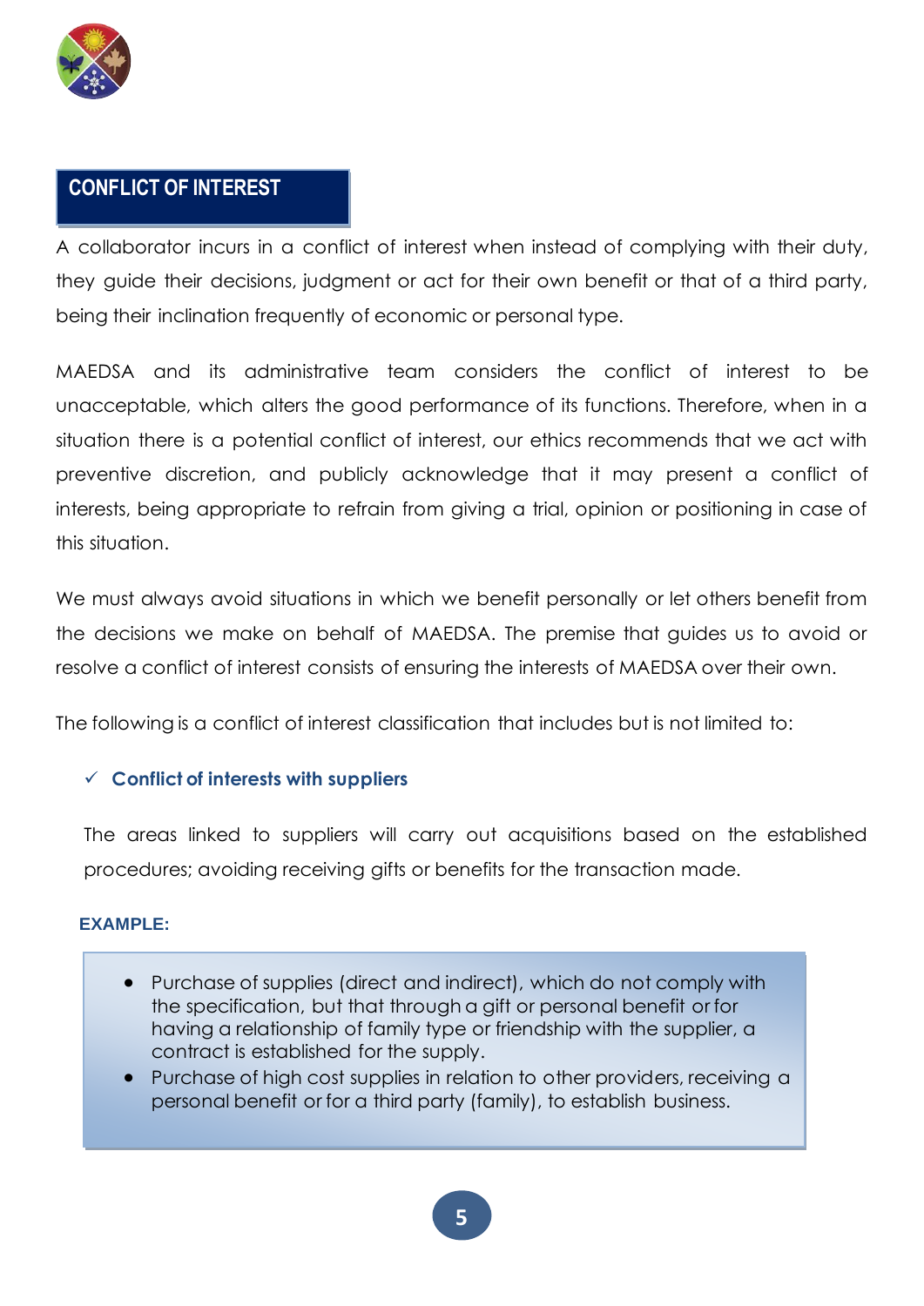## CONFLICT OF INTEREST

A collaborator incurs in a conflict of interest when instead of complying with their duty, they guide their decisions, judgment or act for their own benefit or that of a third party, being their inclination frequently of economic or personal type.

MAEDSA and its administrative team considers the conflict of interest to be unacceptable, which alters the good performance of its functions. Therefore, when in a situation there is a potential conflict of interest, our ethics recommends that we act with preventive discretion, and publicly acknowledge that it may present a conflict of interests, being appropriate to refrain from giving a trial, opinion or positioning in case of this situation.

We must always avoid situations in which we benefit personally or let others benefit from the decisions we make on behalf of MAEDSA. The premise that guides us to avoid or resolve a conflict of interest consists of ensuring the interests of MAEDSA over their own.

The following is a conflict of interest classification that includes but is not limited to:

- ✓ **Conflict of interests with suppliers**

The areas linked to suppliers will carry out acquisitions based on the established procedures; avoiding receiving gifts or benefits for the transaction made.

**EXAMPLE:**

- Purchase of supplies (direct and indirect), which do not comply with the specification, but that through a gift or personal benefit or for having a relationship of family type or friendship with the supplier, a contract is established for the supply.
- Purchase of high cost supplies in relation to other providers, receiving a personal benefit or for a third party (family), to establish business.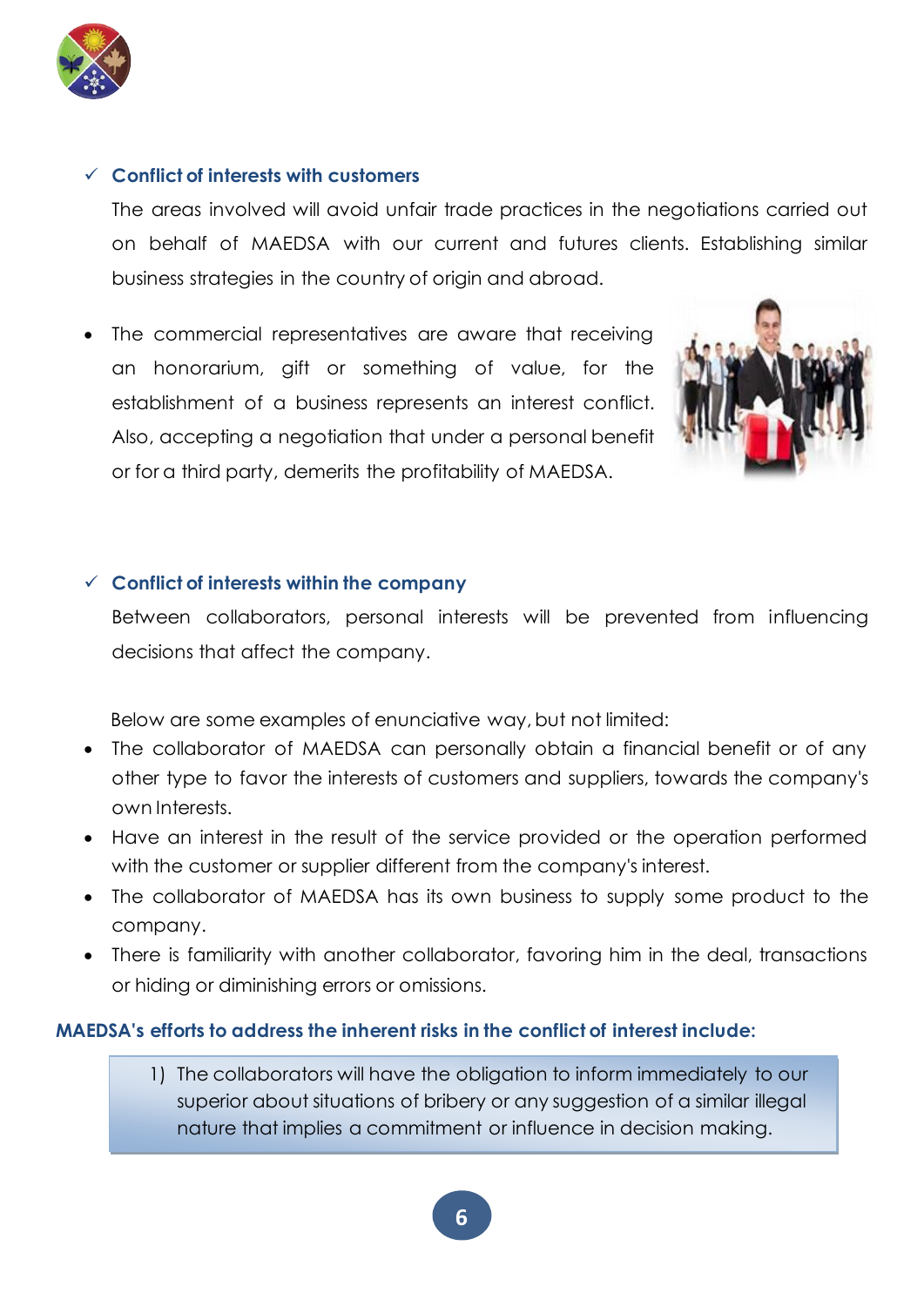- ✓ **Conflict of interests with customers**

  The areas involved will avoid unfair trade practices in the negotiations carried out on behalf of MAEDSA with our current and futures clients. Establishing similar business strategies in the country of origin and abroad.

- The commercial representatives are aware that receiving an honorarium, gift or something of value, for the establishment of a business represents an interest conflict. Also, accepting a negotiation that under a personal benefit or for a third party, demerits the profitability of MAEDSA.

- ✓ **Conflict of interests within the company**

  Between collaborators, personal interests will be prevented from influencing decisions that affect the company.

  Below are some examples of enunciative way, but not limited:

- The collaborator of MAEDSA can personally obtain a financial benefit or of any other type to favor the interests of customers and suppliers, towards the company's own Interests.
- Have an interest in the result of the service provided or the operation performed with the customer or supplier different from the company's interest.
- The collaborator of MAEDSA has its own business to supply some product to the company.
- There is familiarity with another collaborator, favoring him in the deal, transactions or hiding or diminishing errors or omissions.

**MAEDSA's efforts to address the inherent risks in the conflict of interest include:**

1) The collaborators will have the obligation to inform immediately to our superior about situations of bribery or any suggestion of a similar illegal nature that implies a commitment or influence in decision making.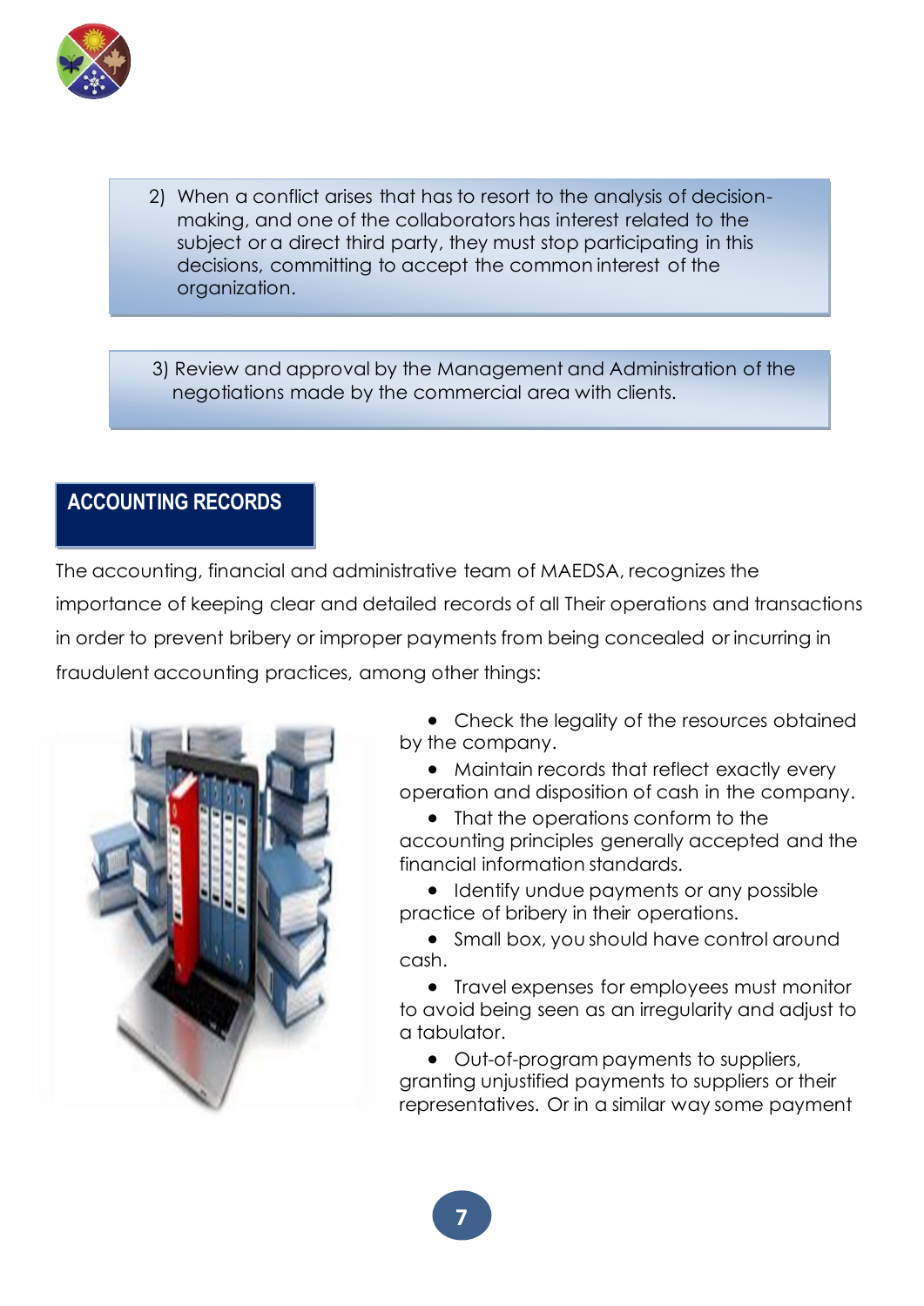2) When a conflict arises that has to resort to the analysis of decision-making, and one of the collaborators has interest related to the subject or a direct third party, they must stop participating in this decisions, committing to accept the common interest of the organization.

3) Review and approval by the Management and Administration of the negotiations made by the commercial area with clients.

## ACCOUNTING RECORDS

The accounting, financial and administrative team of MAEDSA, recognizes the importance of keeping clear and detailed records of all Their operations and transactions in order to prevent bribery or improper payments from being concealed or incurring in fraudulent accounting practices, among other things:

- Check the legality of the resources obtained by the company.
- Maintain records that reflect exactly every operation and disposition of cash in the company.
- That the operations conform to the accounting principles generally accepted and the financial information standards.
- Identify undue payments or any possible practice of bribery in their operations.
- Small box, you should have control around cash.
- Travel expenses for employees must monitor to avoid being seen as an irregularity and adjust to a tabulator.
- Out-of-program payments to suppliers, granting unjustified payments to suppliers or their representatives. Or in a similar way some payment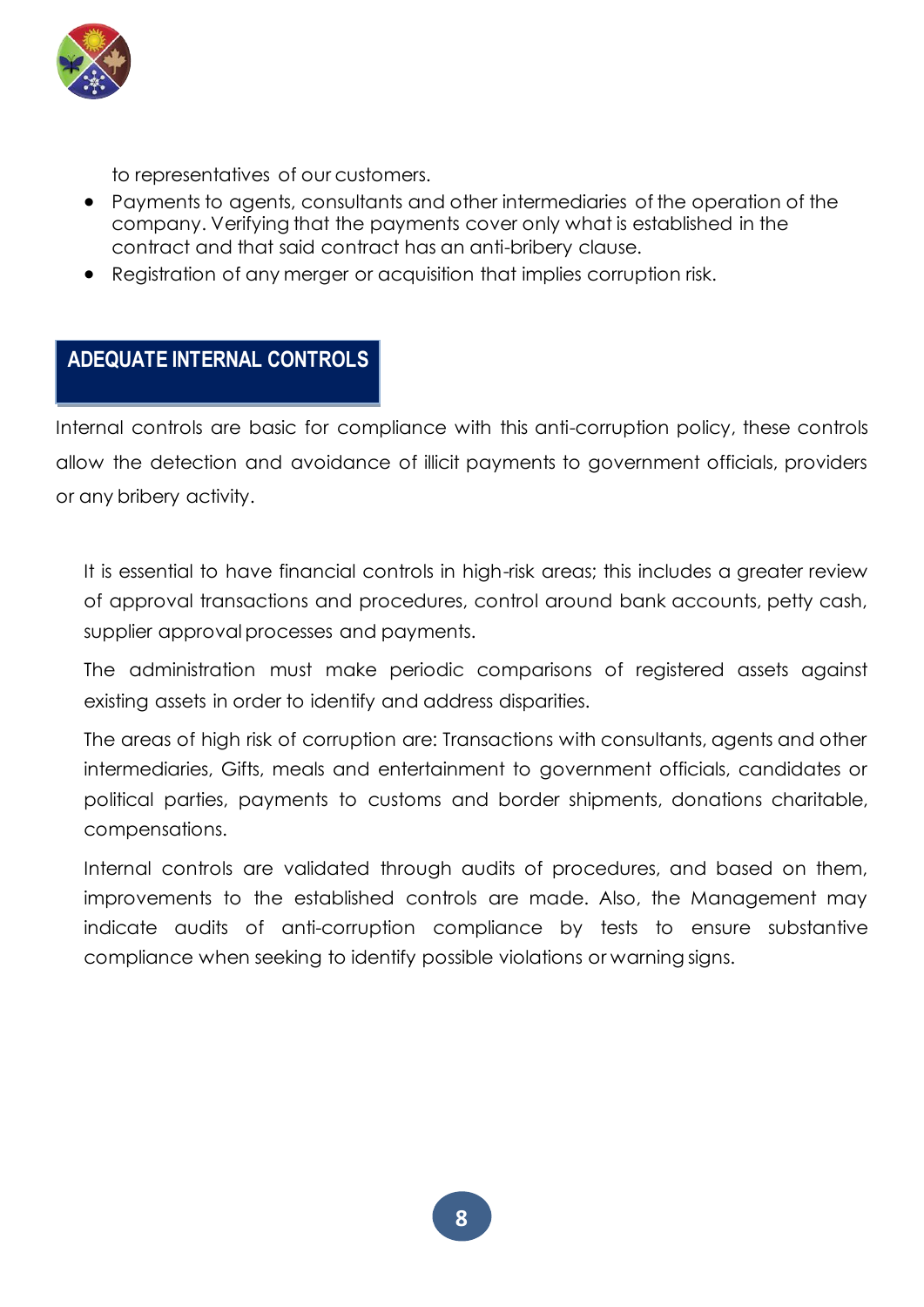to representatives of our customers.

- Payments to agents, consultants and other intermediaries of the operation of the company. Verifying that the payments cover only what is established in the contract and that said contract has an anti-bribery clause.
- Registration of any merger or acquisition that implies corruption risk.

## ADEQUATE INTERNAL CONTROLS

Internal controls are basic for compliance with this anti-corruption policy, these controls allow the detection and avoidance of illicit payments to government officials, providers or any bribery activity.

It is essential to have financial controls in high-risk areas; this includes a greater review of approval transactions and procedures, control around bank accounts, petty cash, supplier approval processes and payments.

The administration must make periodic comparisons of registered assets against existing assets in order to identify and address disparities.

The areas of high risk of corruption are: Transactions with consultants, agents and other intermediaries, Gifts, meals and entertainment to government officials, candidates or political parties, payments to customs and border shipments, donations charitable, compensations.

Internal controls are validated through audits of procedures, and based on them, improvements to the established controls are made. Also, the Management may indicate audits of anti-corruption compliance by tests to ensure substantive compliance when seeking to identify possible violations or warning signs.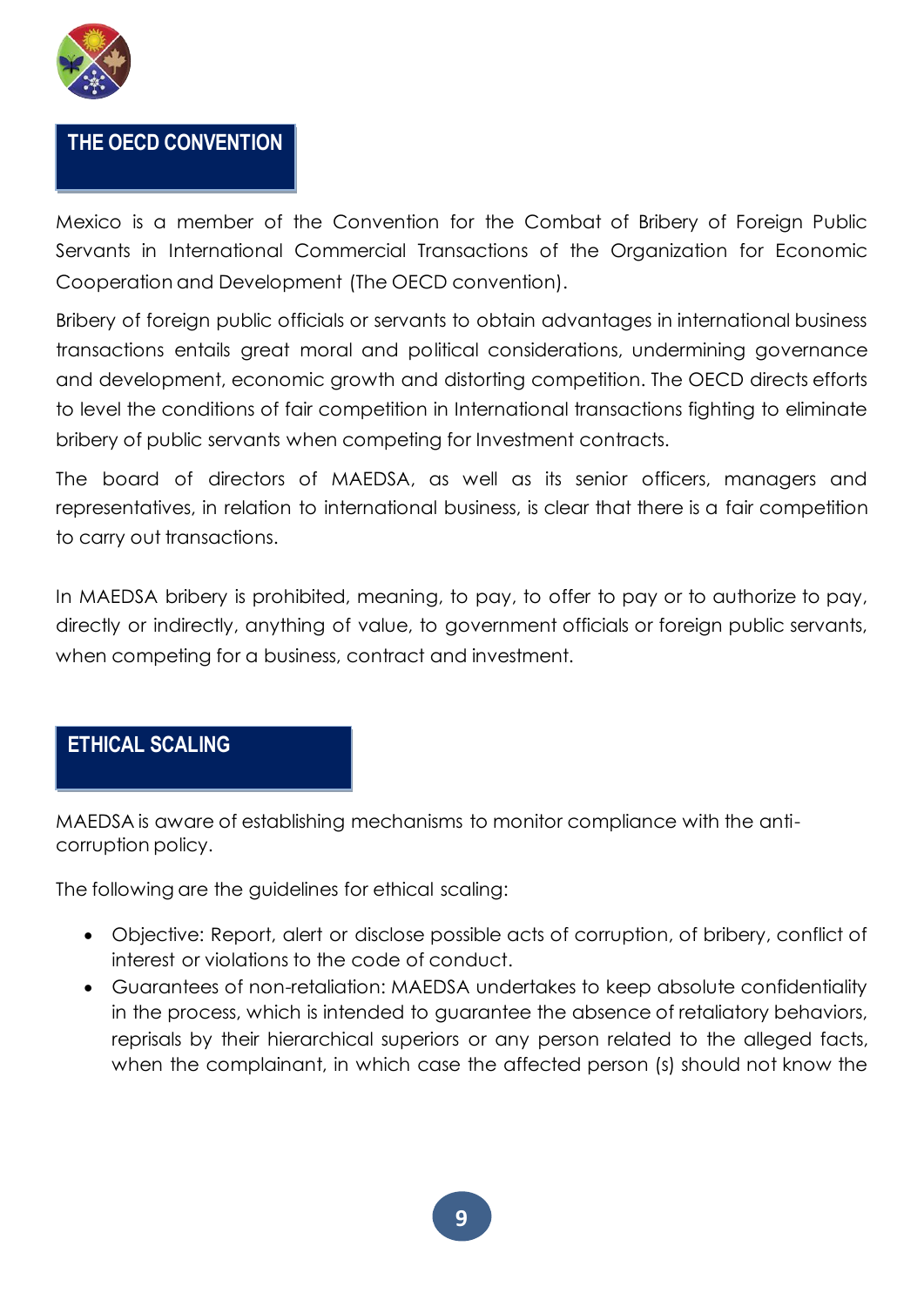## THE OECD CONVENTION

Mexico is a member of the Convention for the Combat of Bribery of Foreign Public Servants in International Commercial Transactions of the Organization for Economic Cooperation and Development (The OECD convention).

Bribery of foreign public officials or servants to obtain advantages in international business transactions entails great moral and political considerations, undermining governance and development, economic growth and distorting competition. The OECD directs efforts to level the conditions of fair competition in International transactions fighting to eliminate bribery of public servants when competing for Investment contracts.

The board of directors of MAEDSA, as well as its senior officers, managers and representatives, in relation to international business, is clear that there is a fair competition to carry out transactions.

In MAEDSA bribery is prohibited, meaning, to pay, to offer to pay or to authorize to pay, directly or indirectly, anything of value, to government officials or foreign public servants, when competing for a business, contract and investment.

## ETHICAL SCALING

MAEDSA is aware of establishing mechanisms to monitor compliance with the anti-corruption policy.

The following are the guidelines for ethical scaling:

- Objective: Report, alert or disclose possible acts of corruption, of bribery, conflict of interest or violations to the code of conduct.
- Guarantees of non-retaliation: MAEDSA undertakes to keep absolute confidentiality in the process, which is intended to guarantee the absence of retaliatory behaviors, reprisals by their hierarchical superiors or any person related to the alleged facts, when the complainant, in which case the affected person (s) should not know the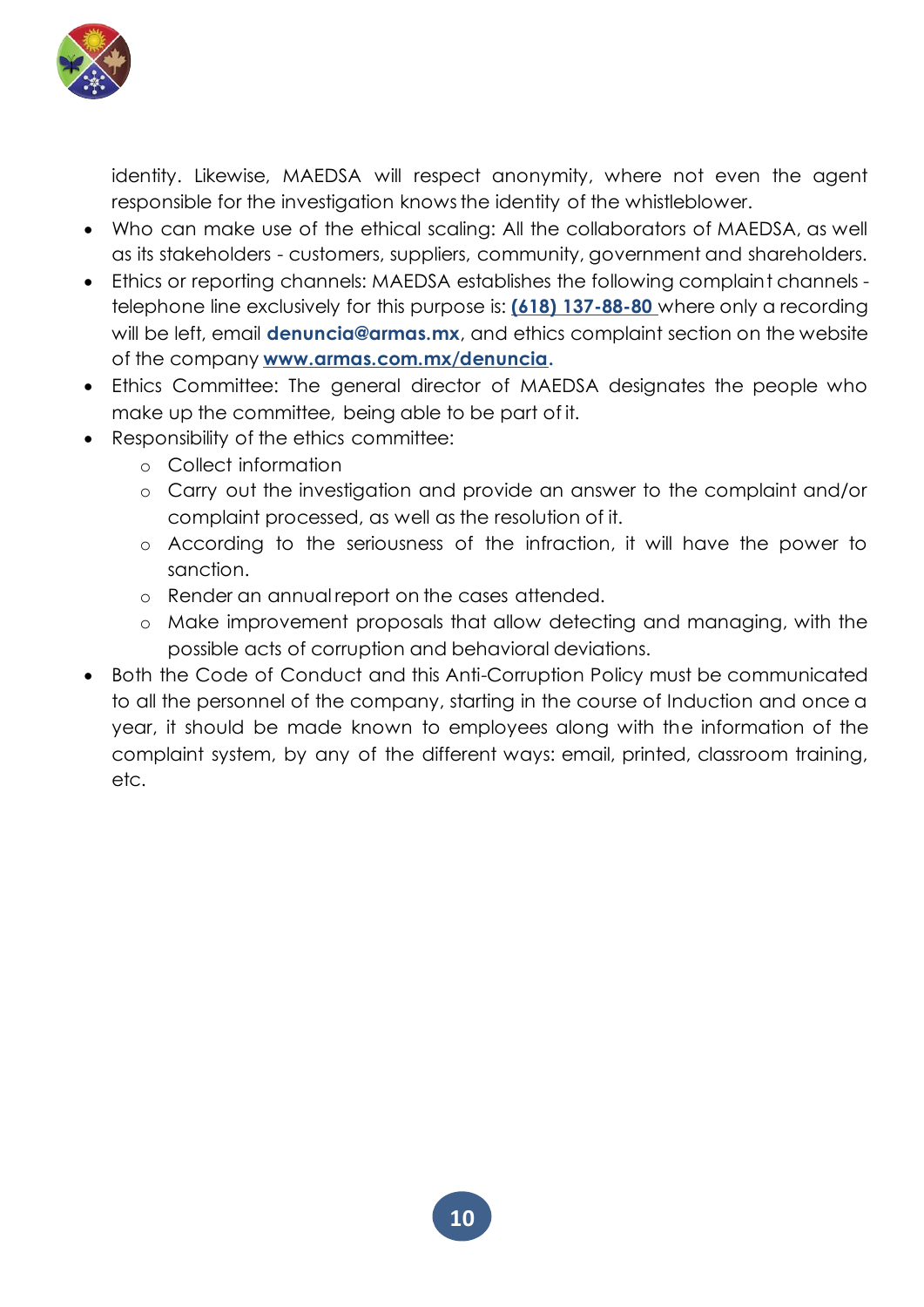identity. Likewise, MAEDSA will respect anonymity, where not even the agent responsible for the investigation knows the identity of the whistleblower.

- Who can make use of the ethical scaling: All the collaborators of MAEDSA, as well as its stakeholders - customers, suppliers, community, government and shareholders.
- Ethics or reporting channels: MAEDSA establishes the following complaint channels - telephone line exclusively for this purpose is: **(618) 137-88-80** where only a recording will be left, email **denuncia@armas.mx**, and ethics complaint section on the website of the company **www.armas.com.mx/denuncia.**
- Ethics Committee: The general director of MAEDSA designates the people who make up the committee, being able to be part of it.
- Responsibility of the ethics committee:
  - Collect information
  - Carry out the investigation and provide an answer to the complaint and/or complaint processed, as well as the resolution of it.
  - According to the seriousness of the infraction, it will have the power to sanction.
  - Render an annual report on the cases attended.
  - Make improvement proposals that allow detecting and managing, with the possible acts of corruption and behavioral deviations.
- Both the Code of Conduct and this Anti-Corruption Policy must be communicated to all the personnel of the company, starting in the course of Induction and once a year, it should be made known to employees along with the information of the complaint system, by any of the different ways: email, printed, classroom training, etc.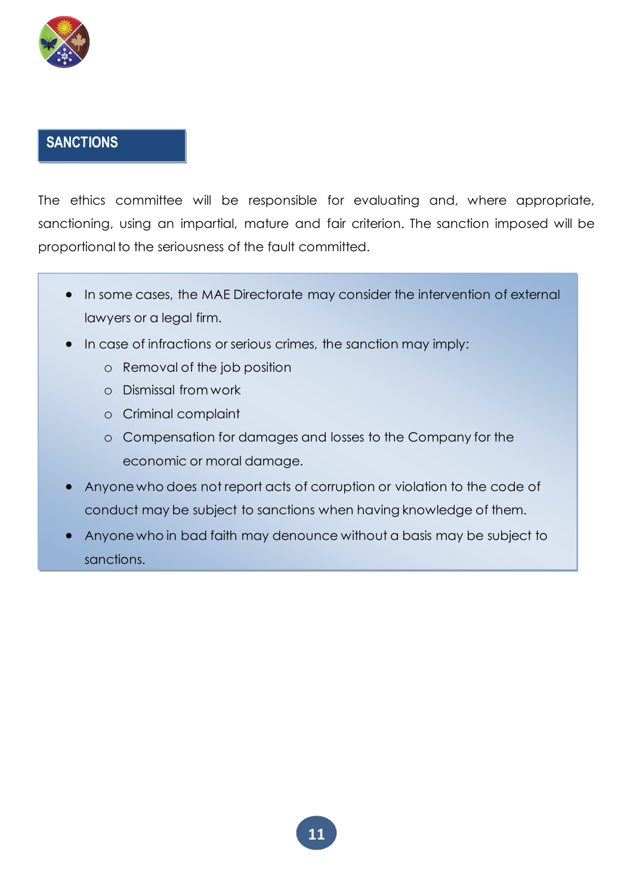## SANCTIONS

The ethics committee will be responsible for evaluating and, where appropriate, sanctioning, using an impartial, mature and fair criterion. The sanction imposed will be proportional to the seriousness of the fault committed.

- In some cases, the MAE Directorate may consider the intervention of external lawyers or a legal firm.
- In case of infractions or serious crimes, the sanction may imply:
  - Removal of the job position
  - Dismissal from work
  - Criminal complaint
  - Compensation for damages and losses to the Company for the economic or moral damage.
- Anyone who does not report acts of corruption or violation to the code of conduct may be subject to sanctions when having knowledge of them.
- Anyone who in bad faith may denounce without a basis may be subject to sanctions.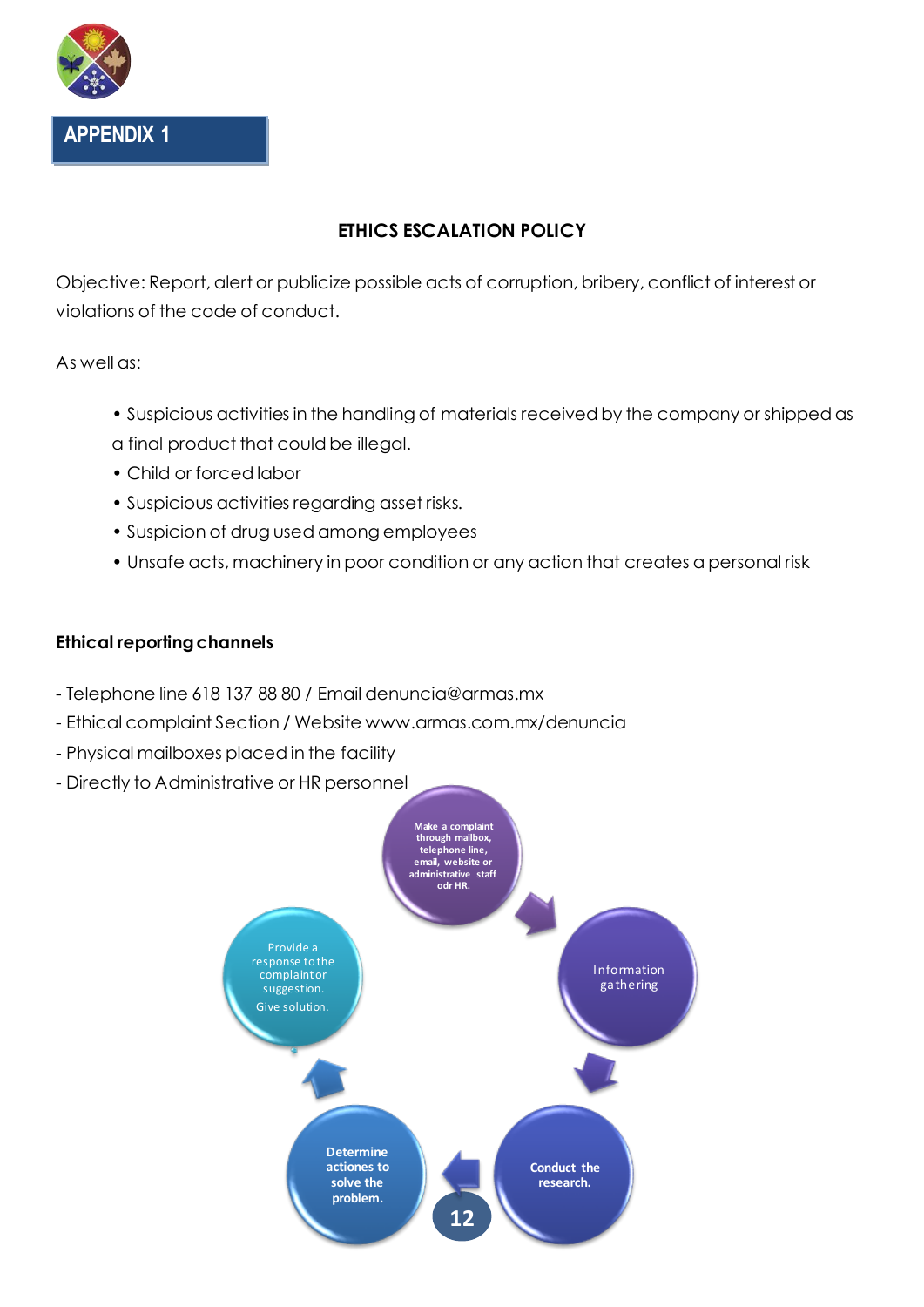## APPENDIX 1

**ETHICS ESCALATION POLICY**

Objective: Report, alert or publicize possible acts of corruption, bribery, conflict of interest or violations of the code of conduct.

As well as:

- Suspicious activities in the handling of materials received by the company or shipped as a final product that could be illegal.
- Child or forced labor
- Suspicious activities regarding asset risks.
- Suspicion of drug used among employees
- Unsafe acts, machinery in poor condition or any action that creates a personal risk

**Ethical reporting channels**

- Telephone line 618 137 88 80 / Email denuncia@armas.mx
- Ethical complaint Section / Website www.armas.com.mx/denuncia
- Physical mailboxes placed in the facility
- Directly to Administrative or HR personnel

Make a complaint through mailbox, telephone line, email, website or administrative staff odr HR.

Information gathering

Conduct the research.

Determine actions to solve the problem.

Provide a response to the complaint or suggestion. Give solution.